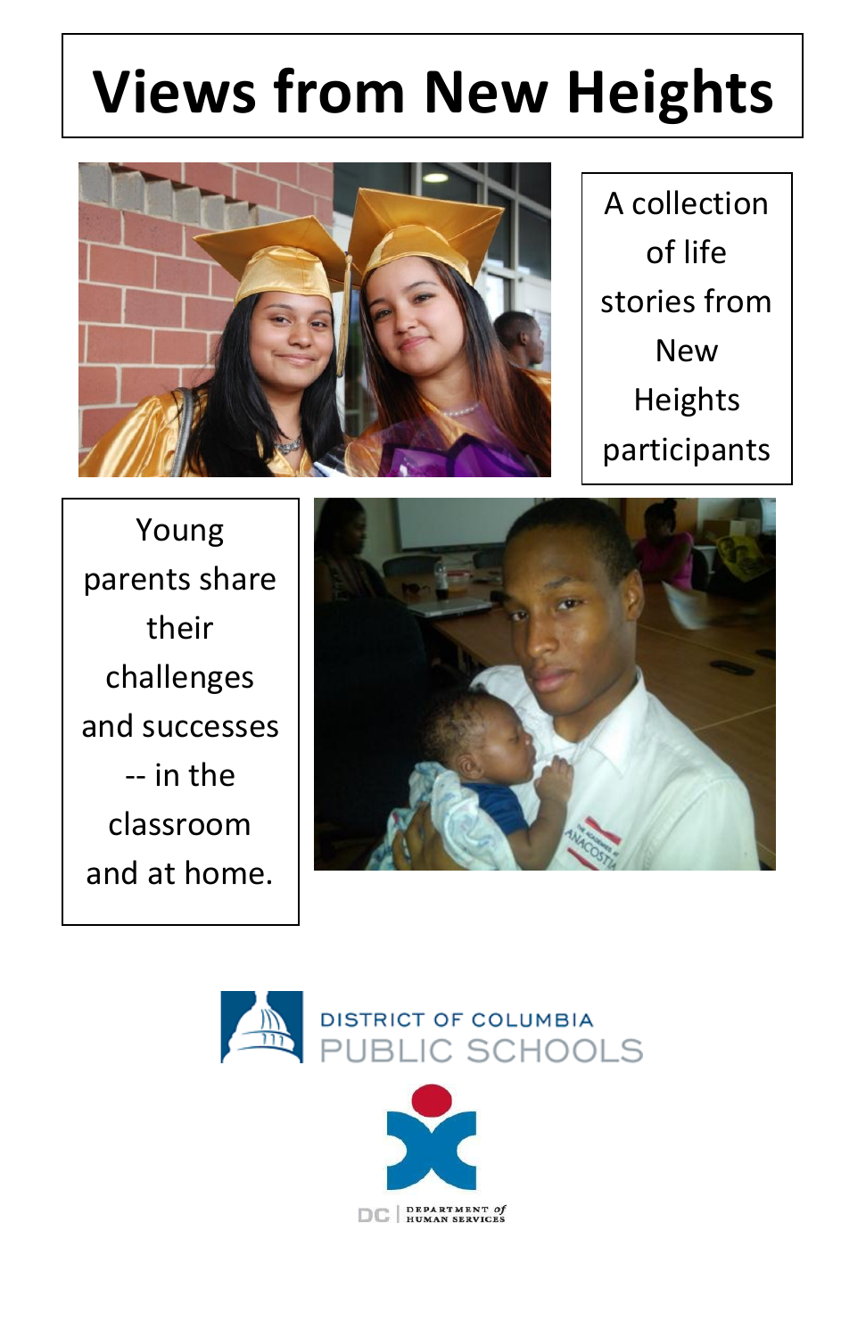# Views from New Heights

A collection of life stories from New Heights participants

Young parents share their challenges and successes -- in the classroom and at home.

DISTRICT OF COLUMBIA PUBLIC SCHOOLS

DC | DEPARTMENT of HUMAN SERVICES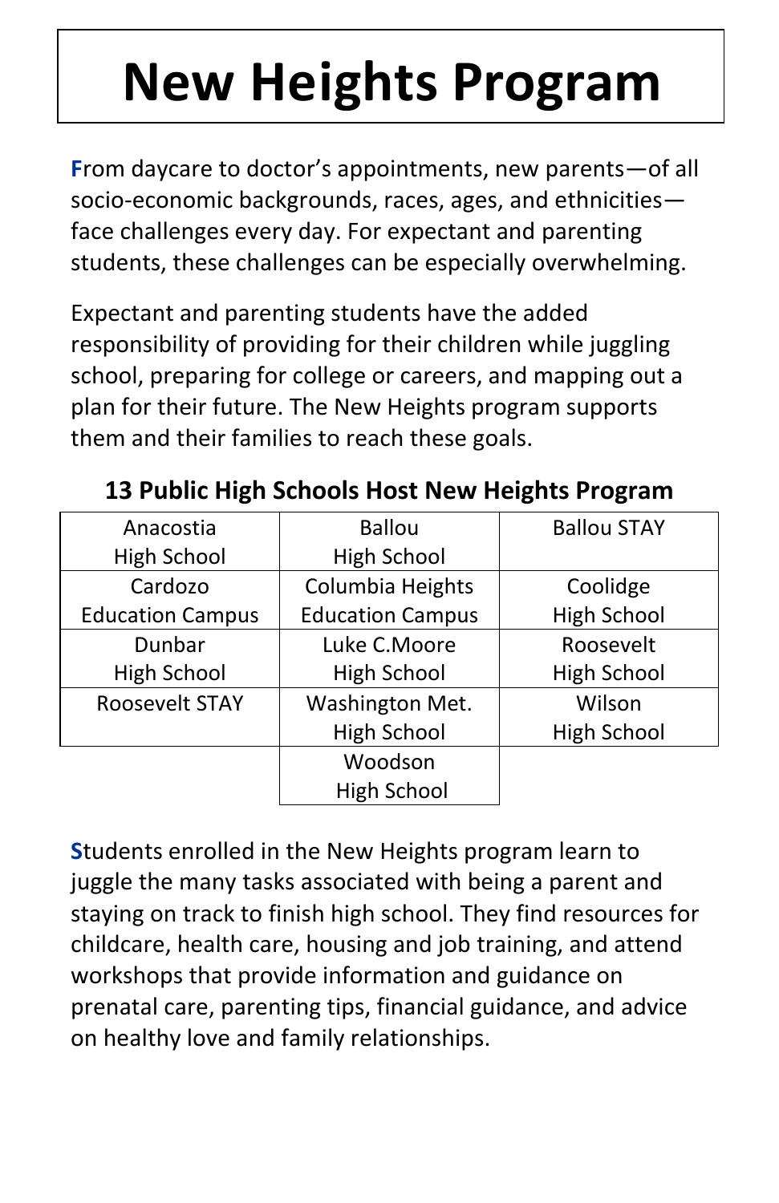# New Heights Program

From daycare to doctor's appointments, new parents—of all socio-economic backgrounds, races, ages, and ethnicities—face challenges every day. For expectant and parenting students, these challenges can be especially overwhelming.

Expectant and parenting students have the added responsibility of providing for their children while juggling school, preparing for college or careers, and mapping out a plan for their future. The New Heights program supports them and their families to reach these goals.

**13 Public High Schools Host New Heights Program**

| | | |
|---|---|---|
| Anacostia High School | Ballou High School | Ballou STAY |
| Cardozo Education Campus | Columbia Heights Education Campus | Coolidge High School |
| Dunbar High School | Luke C.Moore High School | Roosevelt High School |
| Roosevelt STAY | Washington Met. High School | Wilson High School |
| | Woodson High School | |

Students enrolled in the New Heights program learn to juggle the many tasks associated with being a parent and staying on track to finish high school. They find resources for childcare, health care, housing and job training, and attend workshops that provide information and guidance on prenatal care, parenting tips, financial guidance, and advice on healthy love and family relationships.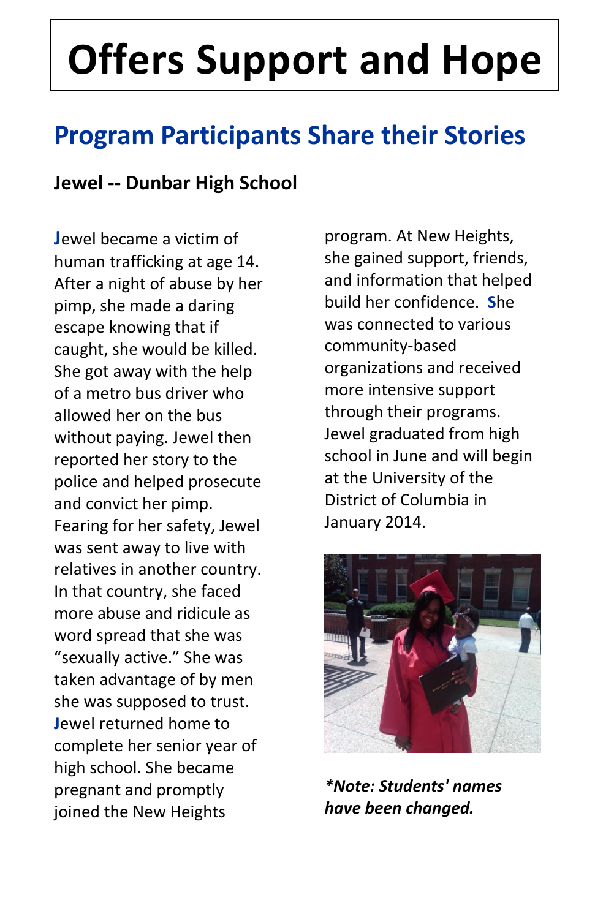# Offers Support and Hope

## Program Participants Share their Stories

### Jewel -- Dunbar High School

Jewel became a victim of human trafficking at age 14. After a night of abuse by her pimp, she made a daring escape knowing that if caught, she would be killed. She got away with the help of a metro bus driver who allowed her on the bus without paying. Jewel then reported her story to the police and helped prosecute and convict her pimp. Fearing for her safety, Jewel was sent away to live with relatives in another country. In that country, she faced more abuse and ridicule as word spread that she was "sexually active." She was taken advantage of by men she was supposed to trust. Jewel returned home to complete her senior year of high school. She became pregnant and promptly joined the New Heights program. At New Heights, she gained support, friends, and information that helped build her confidence. She was connected to various community-based organizations and received more intensive support through their programs. Jewel graduated from high school in June and will begin at the University of the District of Columbia in January 2014.

***Note: Students' names have been changed.***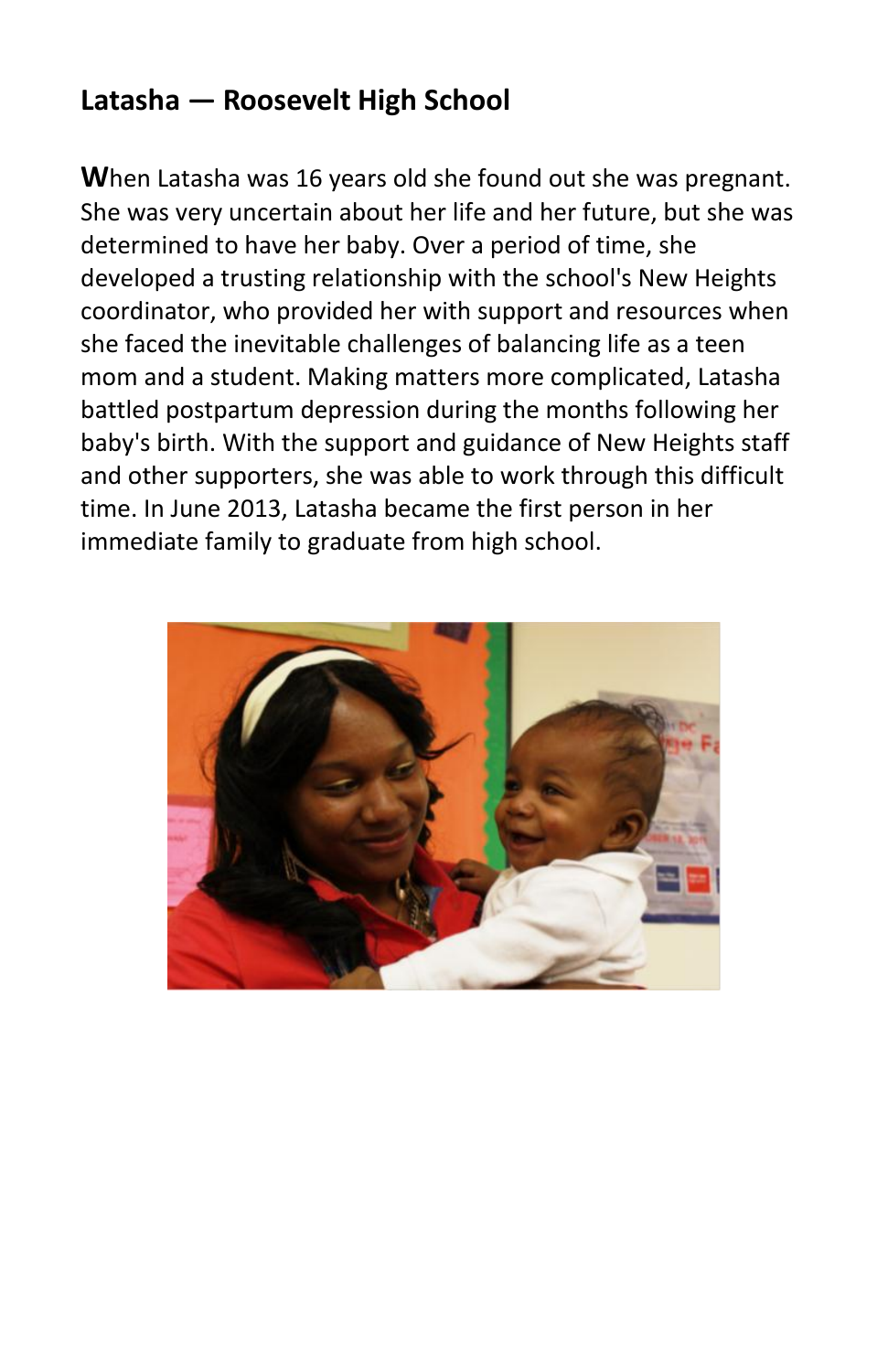## Latasha — Roosevelt High School

When Latasha was 16 years old she found out she was pregnant. She was very uncertain about her life and her future, but she was determined to have her baby. Over a period of time, she developed a trusting relationship with the school's New Heights coordinator, who provided her with support and resources when she faced the inevitable challenges of balancing life as a teen mom and a student. Making matters more complicated, Latasha battled postpartum depression during the months following her baby's birth. With the support and guidance of New Heights staff and other supporters, she was able to work through this difficult time. In June 2013, Latasha became the first person in her immediate family to graduate from high school.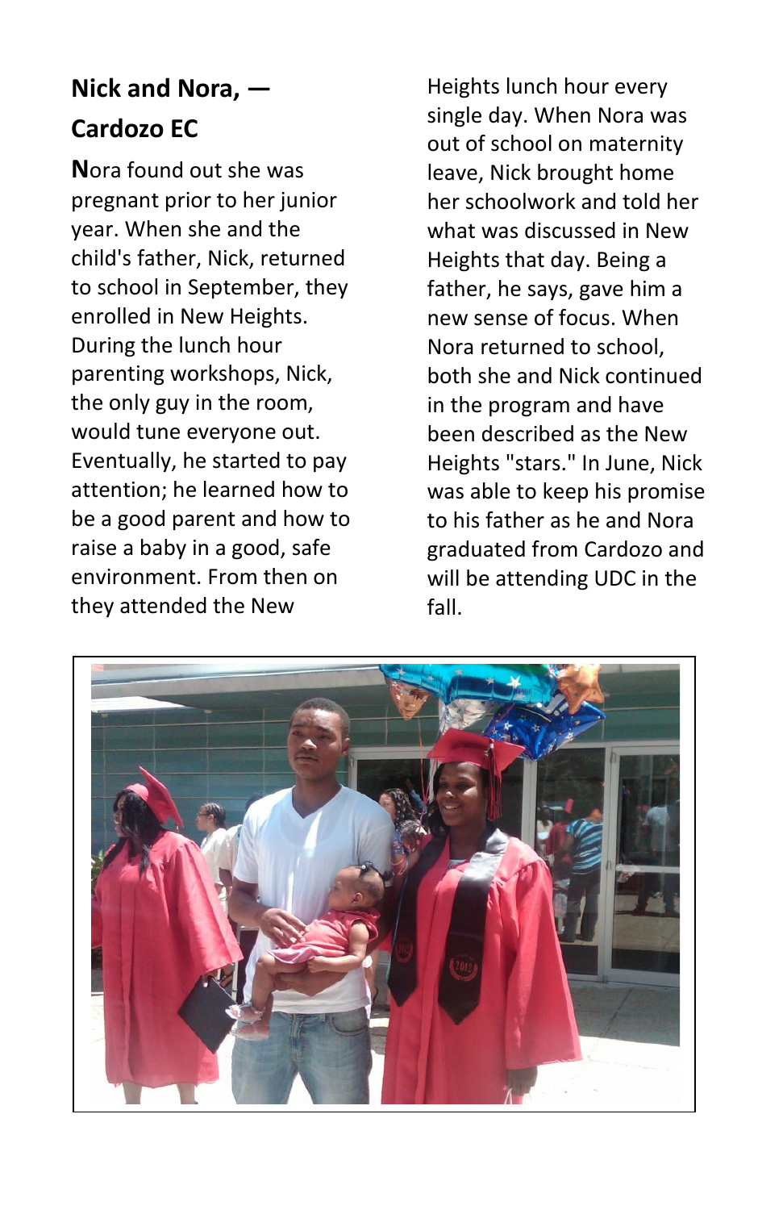## Nick and Nora, — Cardozo EC

**N**ora found out she was pregnant prior to her junior year. When she and the child's father, Nick, returned to school in September, they enrolled in New Heights. During the lunch hour parenting workshops, Nick, the only guy in the room, would tune everyone out. Eventually, he started to pay attention; he learned how to be a good parent and how to raise a baby in a good, safe environment. From then on they attended the New Heights lunch hour every single day. When Nora was out of school on maternity leave, Nick brought home her schoolwork and told her what was discussed in New Heights that day. Being a father, he says, gave him a new sense of focus. When Nora returned to school, both she and Nick continued in the program and have been described as the New Heights "stars." In June, Nick was able to keep his promise to his father as he and Nora graduated from Cardozo and will be attending UDC in the fall.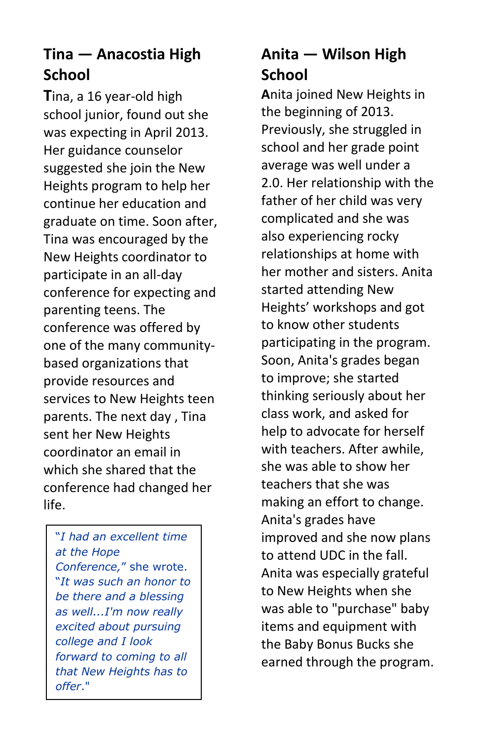## Tina — Anacostia High School

Tina, a 16 year-old high school junior, found out she was expecting in April 2013. Her guidance counselor suggested she join the New Heights program to help her continue her education and graduate on time. Soon after, Tina was encouraged by the New Heights coordinator to participate in an all-day conference for expecting and parenting teens. The conference was offered by one of the many community-based organizations that provide resources and services to New Heights teen parents. The next day , Tina sent her New Heights coordinator an email in which she shared that the conference had changed her life.

> *"I had an excellent time at the Hope Conference,"* she wrote. *"It was such an honor to be there and a blessing as well...I'm now really excited about pursuing college and I look forward to coming to all that New Heights has to offer."*

## Anita — Wilson High School

Anita joined New Heights in the beginning of 2013. Previously, she struggled in school and her grade point average was well under a 2.0. Her relationship with the father of her child was very complicated and she was also experiencing rocky relationships at home with her mother and sisters. Anita started attending New Heights' workshops and got to know other students participating in the program. Soon, Anita's grades began to improve; she started thinking seriously about her class work, and asked for help to advocate for herself with teachers. After awhile, she was able to show her teachers that she was making an effort to change. Anita's grades have improved and she now plans to attend UDC in the fall. Anita was especially grateful to New Heights when she was able to "purchase" baby items and equipment with the Baby Bonus Bucks she earned through the program.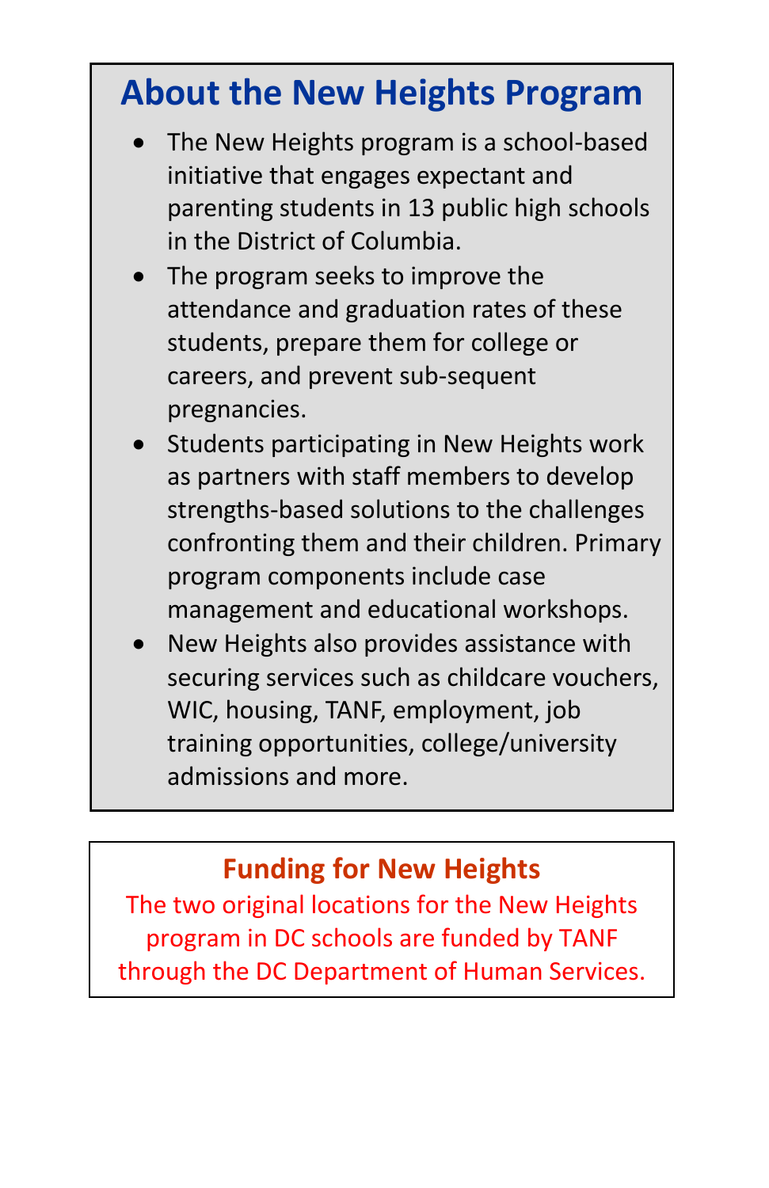## About the New Heights Program

- The New Heights program is a school-based initiative that engages expectant and parenting students in 13 public high schools in the District of Columbia.
- The program seeks to improve the attendance and graduation rates of these students, prepare them for college or careers, and prevent sub-sequent pregnancies.
- Students participating in New Heights work as partners with staff members to develop strengths-based solutions to the challenges confronting them and their children. Primary program components include case management and educational workshops.
- New Heights also provides assistance with securing services such as childcare vouchers, WIC, housing, TANF, employment, job training opportunities, college/university admissions and more.

### Funding for New Heights

The two original locations for the New Heights program in DC schools are funded by TANF through the DC Department of Human Services.